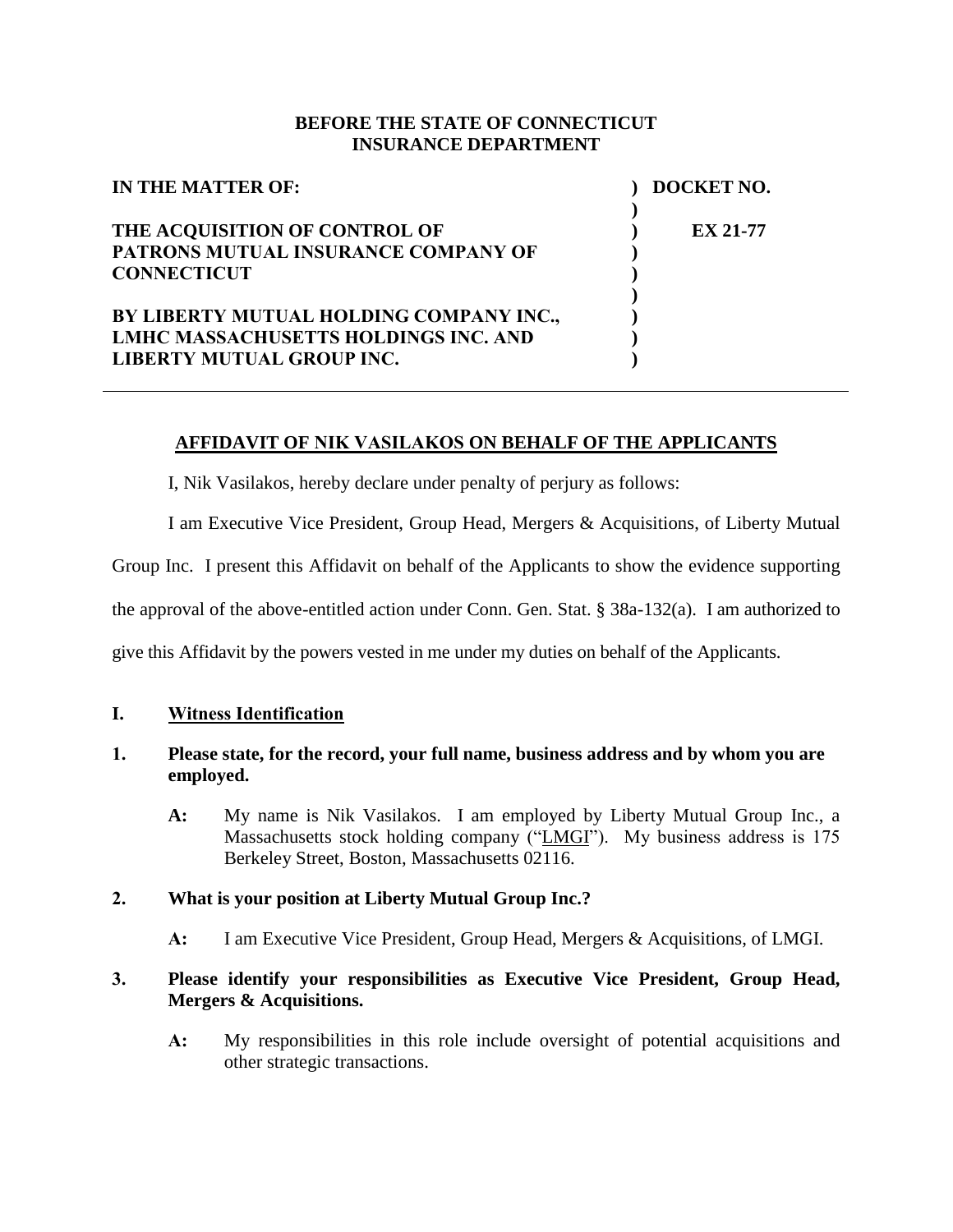**BEFORE THE STATE OF CONNECTICUT**
**INSURANCE DEPARTMENT**

| | | |
|---|---|---|
| **IN THE MATTER OF:** | **)** | **DOCKET NO.** |
| | **)** | |
| **THE ACQUISITION OF CONTROL OF PATRONS MUTUAL INSURANCE COMPANY OF CONNECTICUT** | **)** | **EX 21-77** |
| | **)** | |
| **BY LIBERTY MUTUAL HOLDING COMPANY INC., LMHC MASSACHUSETTS HOLDINGS INC. AND LIBERTY MUTUAL GROUP INC.** | **)** | |

---

## AFFIDAVIT OF NIK VASILAKOS ON BEHALF OF THE APPLICANTS

I, Nik Vasilakos, hereby declare under penalty of perjury as follows:

I am Executive Vice President, Group Head, Mergers & Acquisitions, of Liberty Mutual Group Inc. I present this Affidavit on behalf of the Applicants to show the evidence supporting the approval of the above-entitled action under Conn. Gen. Stat. § 38a-132(a). I am authorized to give this Affidavit by the powers vested in me under my duties on behalf of the Applicants.

### I. Witness Identification

**1. Please state, for the record, your full name, business address and by whom you are employed.**

**A:** My name is Nik Vasilakos. I am employed by Liberty Mutual Group Inc., a Massachusetts stock holding company ("LMGI"). My business address is 175 Berkeley Street, Boston, Massachusetts 02116.

**2. What is your position at Liberty Mutual Group Inc.?**

**A:** I am Executive Vice President, Group Head, Mergers & Acquisitions, of LMGI.

**3. Please identify your responsibilities as Executive Vice President, Group Head, Mergers & Acquisitions.**

**A:** My responsibilities in this role include oversight of potential acquisitions and other strategic transactions.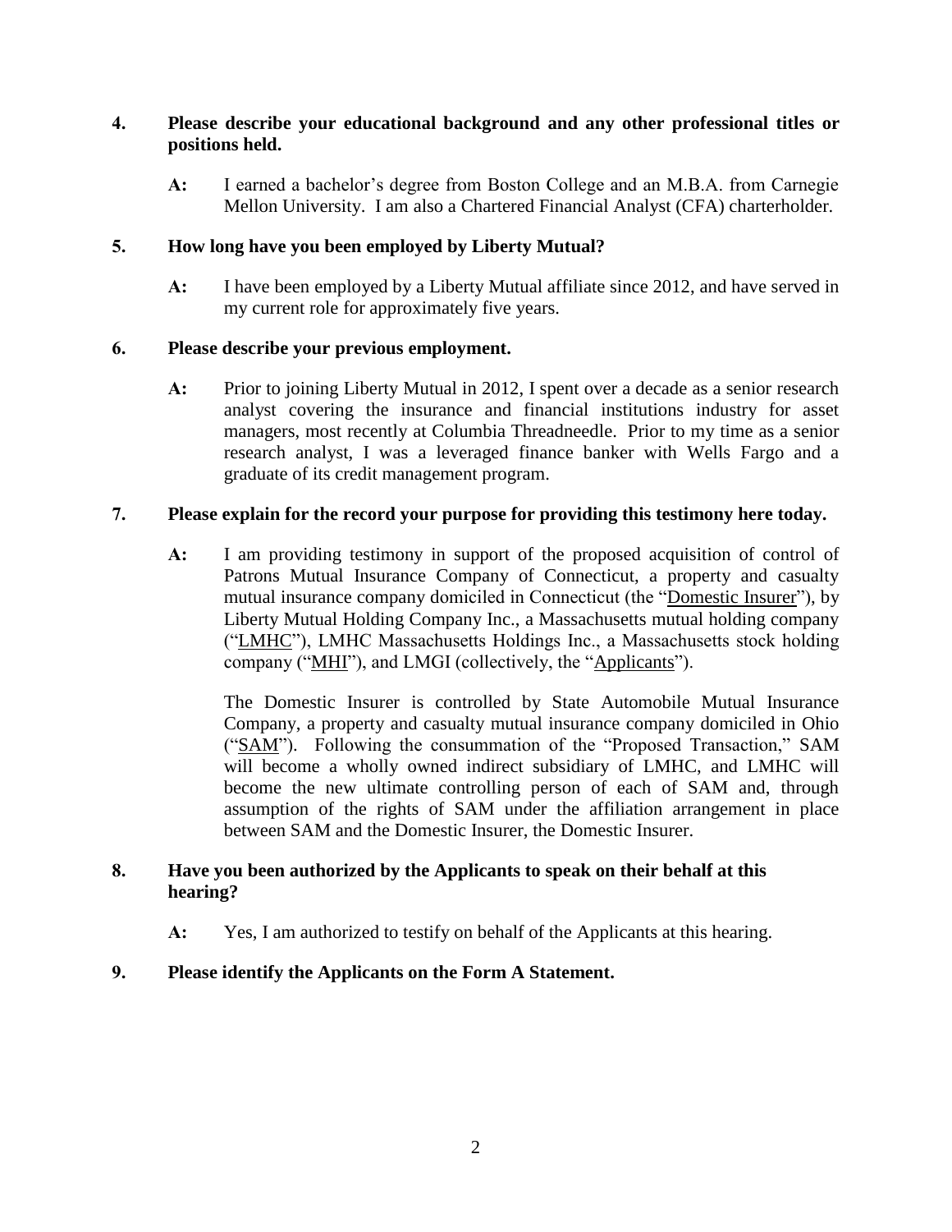**4. Please describe your educational background and any other professional titles or positions held.**

**A:** I earned a bachelor's degree from Boston College and an M.B.A. from Carnegie Mellon University. I am also a Chartered Financial Analyst (CFA) charterholder.

**5. How long have you been employed by Liberty Mutual?**

**A:** I have been employed by a Liberty Mutual affiliate since 2012, and have served in my current role for approximately five years.

**6. Please describe your previous employment.**

**A:** Prior to joining Liberty Mutual in 2012, I spent over a decade as a senior research analyst covering the insurance and financial institutions industry for asset managers, most recently at Columbia Threadneedle. Prior to my time as a senior research analyst, I was a leveraged finance banker with Wells Fargo and a graduate of its credit management program.

**7. Please explain for the record your purpose for providing this testimony here today.**

**A:** I am providing testimony in support of the proposed acquisition of control of Patrons Mutual Insurance Company of Connecticut, a property and casualty mutual insurance company domiciled in Connecticut (the "Domestic Insurer"), by Liberty Mutual Holding Company Inc., a Massachusetts mutual holding company ("LMHC"), LMHC Massachusetts Holdings Inc., a Massachusetts stock holding company ("MHI"), and LMGI (collectively, the "Applicants").

The Domestic Insurer is controlled by State Automobile Mutual Insurance Company, a property and casualty mutual insurance company domiciled in Ohio ("SAM"). Following the consummation of the "Proposed Transaction," SAM will become a wholly owned indirect subsidiary of LMHC, and LMHC will become the new ultimate controlling person of each of SAM and, through assumption of the rights of SAM under the affiliation arrangement in place between SAM and the Domestic Insurer, the Domestic Insurer.

**8. Have you been authorized by the Applicants to speak on their behalf at this hearing?**

**A:** Yes, I am authorized to testify on behalf of the Applicants at this hearing.

**9. Please identify the Applicants on the Form A Statement.**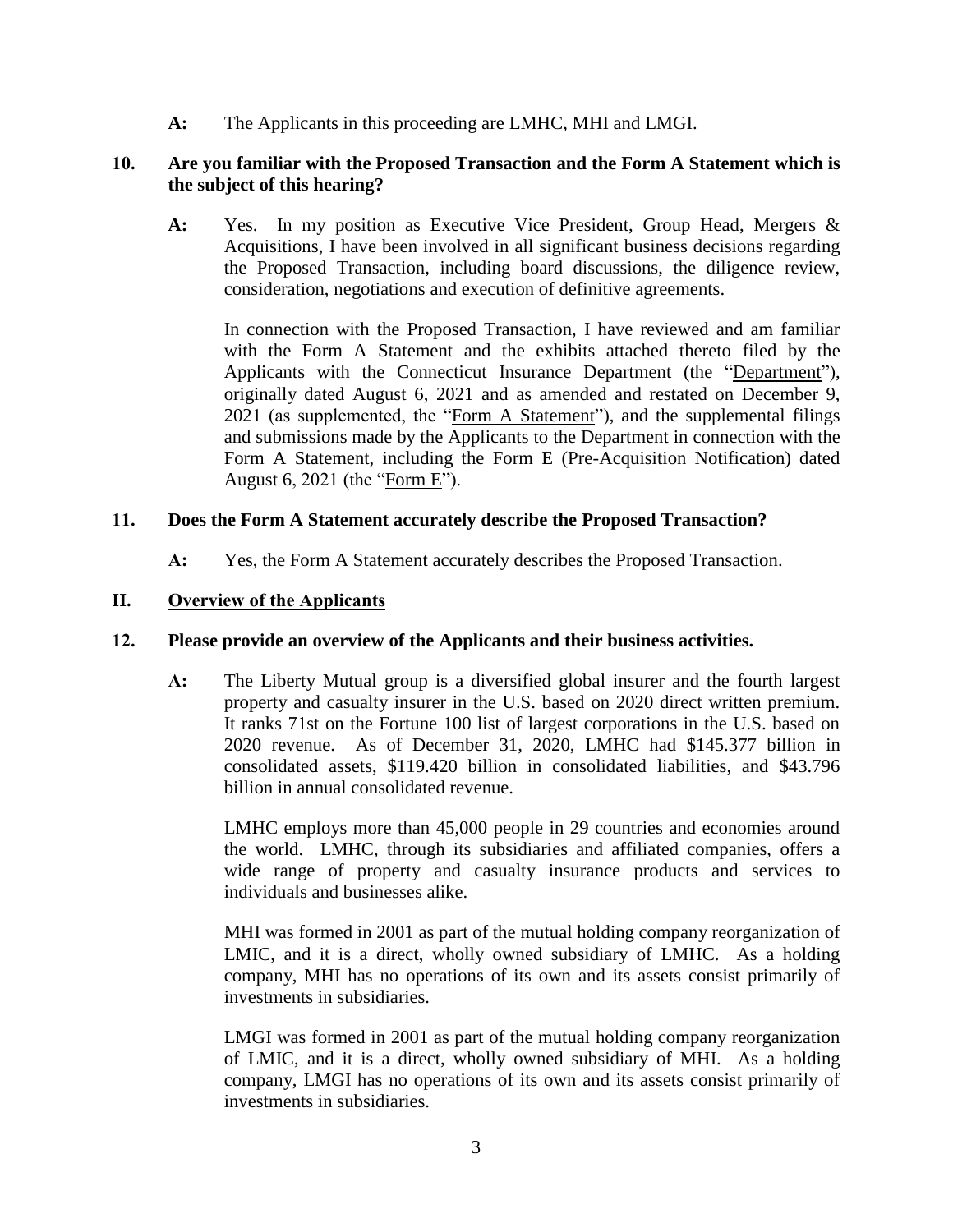**A:** The Applicants in this proceeding are LMHC, MHI and LMGI.

**10. Are you familiar with the Proposed Transaction and the Form A Statement which is the subject of this hearing?**

**A:** Yes. In my position as Executive Vice President, Group Head, Mergers & Acquisitions, I have been involved in all significant business decisions regarding the Proposed Transaction, including board discussions, the diligence review, consideration, negotiations and execution of definitive agreements.

In connection with the Proposed Transaction, I have reviewed and am familiar with the Form A Statement and the exhibits attached thereto filed by the Applicants with the Connecticut Insurance Department (the "Department"), originally dated August 6, 2021 and as amended and restated on December 9, 2021 (as supplemented, the "Form A Statement"), and the supplemental filings and submissions made by the Applicants to the Department in connection with the Form A Statement, including the Form E (Pre-Acquisition Notification) dated August 6, 2021 (the "Form E").

**11. Does the Form A Statement accurately describe the Proposed Transaction?**

**A:** Yes, the Form A Statement accurately describes the Proposed Transaction.

## II. Overview of the Applicants

**12. Please provide an overview of the Applicants and their business activities.**

**A:** The Liberty Mutual group is a diversified global insurer and the fourth largest property and casualty insurer in the U.S. based on 2020 direct written premium. It ranks 71st on the Fortune 100 list of largest corporations in the U.S. based on 2020 revenue. As of December 31, 2020, LMHC had $145.377 billion in consolidated assets, $119.420 billion in consolidated liabilities, and $43.796 billion in annual consolidated revenue.

LMHC employs more than 45,000 people in 29 countries and economies around the world. LMHC, through its subsidiaries and affiliated companies, offers a wide range of property and casualty insurance products and services to individuals and businesses alike.

MHI was formed in 2001 as part of the mutual holding company reorganization of LMIC, and it is a direct, wholly owned subsidiary of LMHC. As a holding company, MHI has no operations of its own and its assets consist primarily of investments in subsidiaries.

LMGI was formed in 2001 as part of the mutual holding company reorganization of LMIC, and it is a direct, wholly owned subsidiary of MHI. As a holding company, LMGI has no operations of its own and its assets consist primarily of investments in subsidiaries.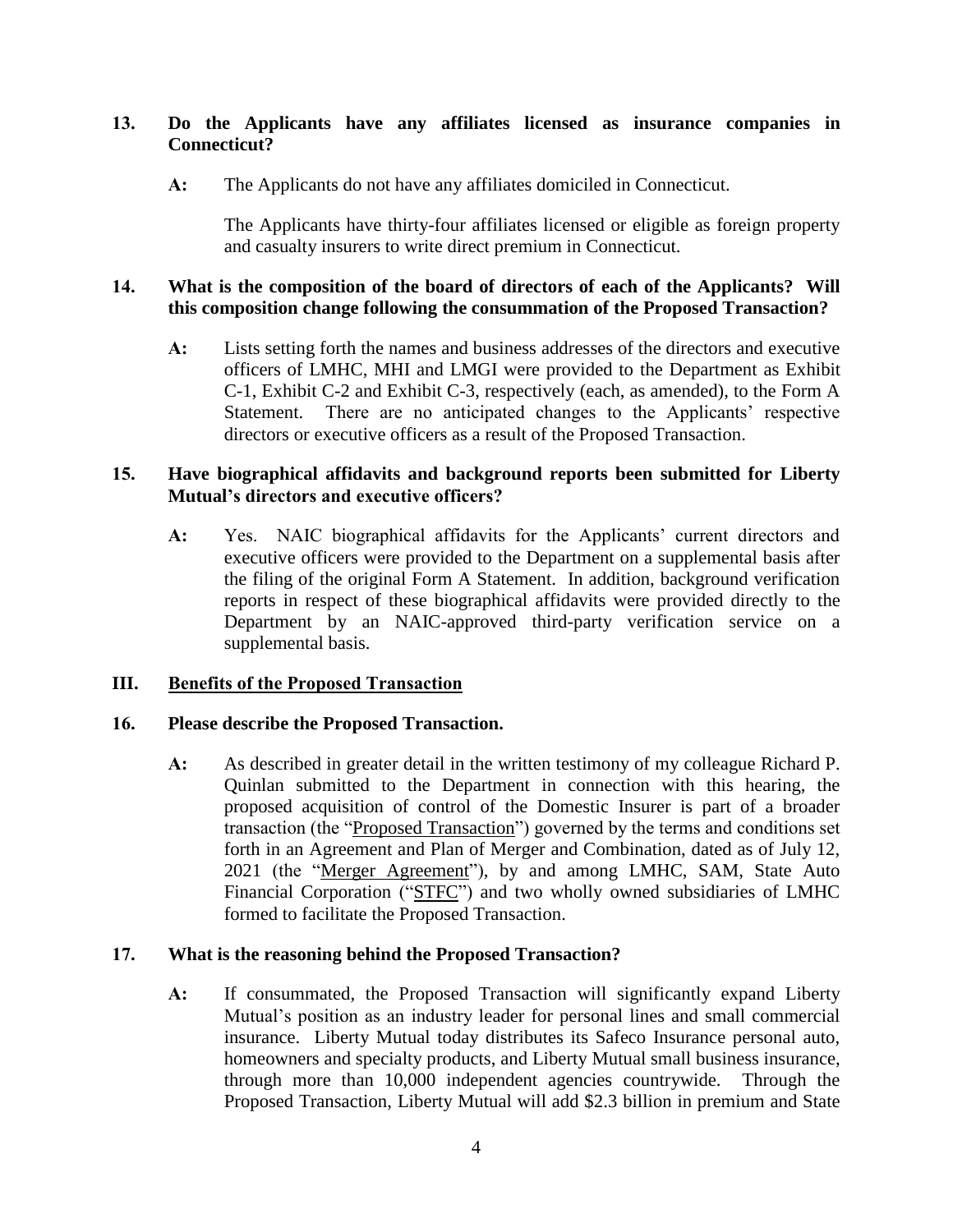**13. Do the Applicants have any affiliates licensed as insurance companies in Connecticut?**

**A:** The Applicants do not have any affiliates domiciled in Connecticut.

The Applicants have thirty-four affiliates licensed or eligible as foreign property and casualty insurers to write direct premium in Connecticut.

**14. What is the composition of the board of directors of each of the Applicants? Will this composition change following the consummation of the Proposed Transaction?**

**A:** Lists setting forth the names and business addresses of the directors and executive officers of LMHC, MHI and LMGI were provided to the Department as Exhibit C-1, Exhibit C-2 and Exhibit C-3, respectively (each, as amended), to the Form A Statement. There are no anticipated changes to the Applicants' respective directors or executive officers as a result of the Proposed Transaction.

**15. Have biographical affidavits and background reports been submitted for Liberty Mutual's directors and executive officers?**

**A:** Yes. NAIC biographical affidavits for the Applicants' current directors and executive officers were provided to the Department on a supplemental basis after the filing of the original Form A Statement. In addition, background verification reports in respect of these biographical affidavits were provided directly to the Department by an NAIC-approved third-party verification service on a supplemental basis.

## III. Benefits of the Proposed Transaction

**16. Please describe the Proposed Transaction.**

**A:** As described in greater detail in the written testimony of my colleague Richard P. Quinlan submitted to the Department in connection with this hearing, the proposed acquisition of control of the Domestic Insurer is part of a broader transaction (the "Proposed Transaction") governed by the terms and conditions set forth in an Agreement and Plan of Merger and Combination, dated as of July 12, 2021 (the "Merger Agreement"), by and among LMHC, SAM, State Auto Financial Corporation ("STFC") and two wholly owned subsidiaries of LMHC formed to facilitate the Proposed Transaction.

**17. What is the reasoning behind the Proposed Transaction?**

**A:** If consummated, the Proposed Transaction will significantly expand Liberty Mutual's position as an industry leader for personal lines and small commercial insurance. Liberty Mutual today distributes its Safeco Insurance personal auto, homeowners and specialty products, and Liberty Mutual small business insurance, through more than 10,000 independent agencies countrywide. Through the Proposed Transaction, Liberty Mutual will add $2.3 billion in premium and State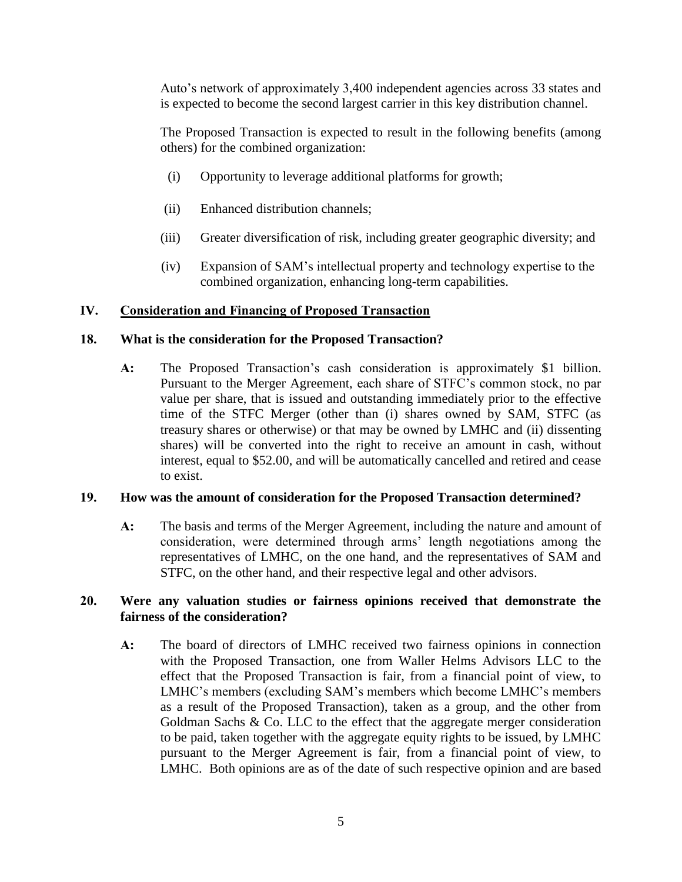Auto's network of approximately 3,400 independent agencies across 33 states and is expected to become the second largest carrier in this key distribution channel.

The Proposed Transaction is expected to result in the following benefits (among others) for the combined organization:

(i) Opportunity to leverage additional platforms for growth;

(ii) Enhanced distribution channels;

(iii) Greater diversification of risk, including greater geographic diversity; and

(iv) Expansion of SAM's intellectual property and technology expertise to the combined organization, enhancing long-term capabilities.

## IV. Consideration and Financing of Proposed Transaction

**18. What is the consideration for the Proposed Transaction?**

**A:** The Proposed Transaction's cash consideration is approximately $1 billion. Pursuant to the Merger Agreement, each share of STFC's common stock, no par value per share, that is issued and outstanding immediately prior to the effective time of the STFC Merger (other than (i) shares owned by SAM, STFC (as treasury shares or otherwise) or that may be owned by LMHC and (ii) dissenting shares) will be converted into the right to receive an amount in cash, without interest, equal to $52.00, and will be automatically cancelled and retired and cease to exist.

**19. How was the amount of consideration for the Proposed Transaction determined?**

**A:** The basis and terms of the Merger Agreement, including the nature and amount of consideration, were determined through arms' length negotiations among the representatives of LMHC, on the one hand, and the representatives of SAM and STFC, on the other hand, and their respective legal and other advisors.

**20. Were any valuation studies or fairness opinions received that demonstrate the fairness of the consideration?**

**A:** The board of directors of LMHC received two fairness opinions in connection with the Proposed Transaction, one from Waller Helms Advisors LLC to the effect that the Proposed Transaction is fair, from a financial point of view, to LMHC's members (excluding SAM's members which become LMHC's members as a result of the Proposed Transaction), taken as a group, and the other from Goldman Sachs & Co. LLC to the effect that the aggregate merger consideration to be paid, taken together with the aggregate equity rights to be issued, by LMHC pursuant to the Merger Agreement is fair, from a financial point of view, to LMHC. Both opinions are as of the date of such respective opinion and are based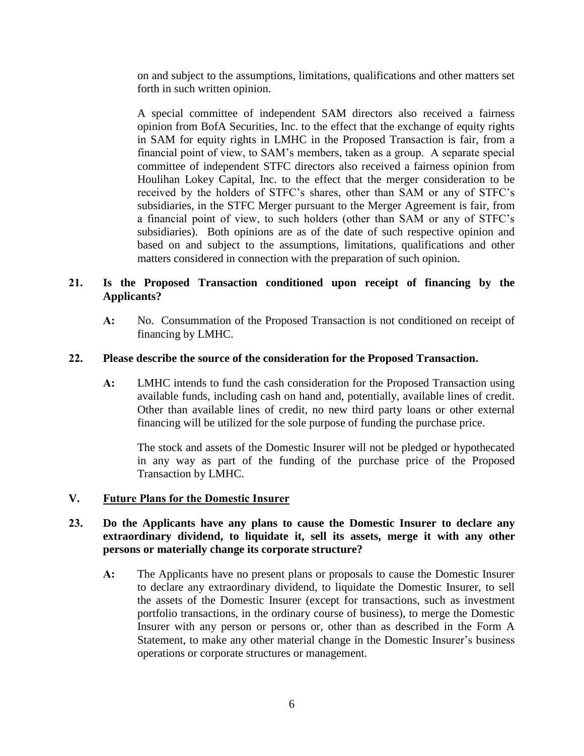on and subject to the assumptions, limitations, qualifications and other matters set forth in such written opinion.

A special committee of independent SAM directors also received a fairness opinion from BofA Securities, Inc. to the effect that the exchange of equity rights in SAM for equity rights in LMHC in the Proposed Transaction is fair, from a financial point of view, to SAM's members, taken as a group. A separate special committee of independent STFC directors also received a fairness opinion from Houlihan Lokey Capital, Inc. to the effect that the merger consideration to be received by the holders of STFC's shares, other than SAM or any of STFC's subsidiaries, in the STFC Merger pursuant to the Merger Agreement is fair, from a financial point of view, to such holders (other than SAM or any of STFC's subsidiaries). Both opinions are as of the date of such respective opinion and based on and subject to the assumptions, limitations, qualifications and other matters considered in connection with the preparation of such opinion.

**21. Is the Proposed Transaction conditioned upon receipt of financing by the Applicants?**

**A:** No. Consummation of the Proposed Transaction is not conditioned on receipt of financing by LMHC.

**22. Please describe the source of the consideration for the Proposed Transaction.**

**A:** LMHC intends to fund the cash consideration for the Proposed Transaction using available funds, including cash on hand and, potentially, available lines of credit. Other than available lines of credit, no new third party loans or other external financing will be utilized for the sole purpose of funding the purchase price.

The stock and assets of the Domestic Insurer will not be pledged or hypothecated in any way as part of the funding of the purchase price of the Proposed Transaction by LMHC.

## V. Future Plans for the Domestic Insurer

**23. Do the Applicants have any plans to cause the Domestic Insurer to declare any extraordinary dividend, to liquidate it, sell its assets, merge it with any other persons or materially change its corporate structure?**

**A:** The Applicants have no present plans or proposals to cause the Domestic Insurer to declare any extraordinary dividend, to liquidate the Domestic Insurer, to sell the assets of the Domestic Insurer (except for transactions, such as investment portfolio transactions, in the ordinary course of business), to merge the Domestic Insurer with any person or persons or, other than as described in the Form A Statement, to make any other material change in the Domestic Insurer's business operations or corporate structures or management.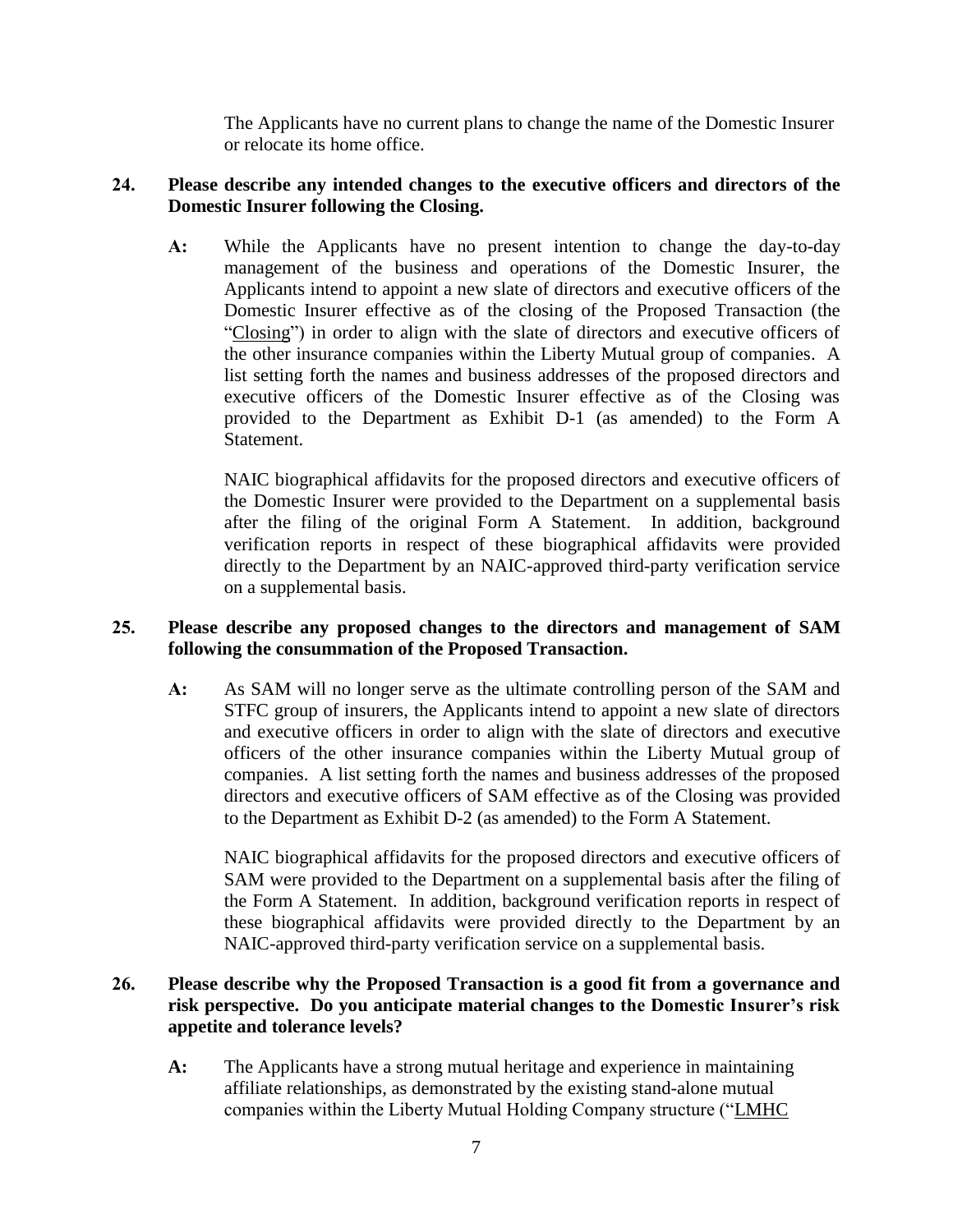The Applicants have no current plans to change the name of the Domestic Insurer or relocate its home office.

**24. Please describe any intended changes to the executive officers and directors of the Domestic Insurer following the Closing.**

**A:** While the Applicants have no present intention to change the day-to-day management of the business and operations of the Domestic Insurer, the Applicants intend to appoint a new slate of directors and executive officers of the Domestic Insurer effective as of the closing of the Proposed Transaction (the "Closing") in order to align with the slate of directors and executive officers of the other insurance companies within the Liberty Mutual group of companies. A list setting forth the names and business addresses of the proposed directors and executive officers of the Domestic Insurer effective as of the Closing was provided to the Department as Exhibit D-1 (as amended) to the Form A Statement.

NAIC biographical affidavits for the proposed directors and executive officers of the Domestic Insurer were provided to the Department on a supplemental basis after the filing of the original Form A Statement. In addition, background verification reports in respect of these biographical affidavits were provided directly to the Department by an NAIC-approved third-party verification service on a supplemental basis.

**25. Please describe any proposed changes to the directors and management of SAM following the consummation of the Proposed Transaction.**

**A:** As SAM will no longer serve as the ultimate controlling person of the SAM and STFC group of insurers, the Applicants intend to appoint a new slate of directors and executive officers in order to align with the slate of directors and executive officers of the other insurance companies within the Liberty Mutual group of companies. A list setting forth the names and business addresses of the proposed directors and executive officers of SAM effective as of the Closing was provided to the Department as Exhibit D-2 (as amended) to the Form A Statement.

NAIC biographical affidavits for the proposed directors and executive officers of SAM were provided to the Department on a supplemental basis after the filing of the Form A Statement. In addition, background verification reports in respect of these biographical affidavits were provided directly to the Department by an NAIC-approved third-party verification service on a supplemental basis.

**26. Please describe why the Proposed Transaction is a good fit from a governance and risk perspective. Do you anticipate material changes to the Domestic Insurer's risk appetite and tolerance levels?**

**A:** The Applicants have a strong mutual heritage and experience in maintaining affiliate relationships, as demonstrated by the existing stand-alone mutual companies within the Liberty Mutual Holding Company structure ("LMHC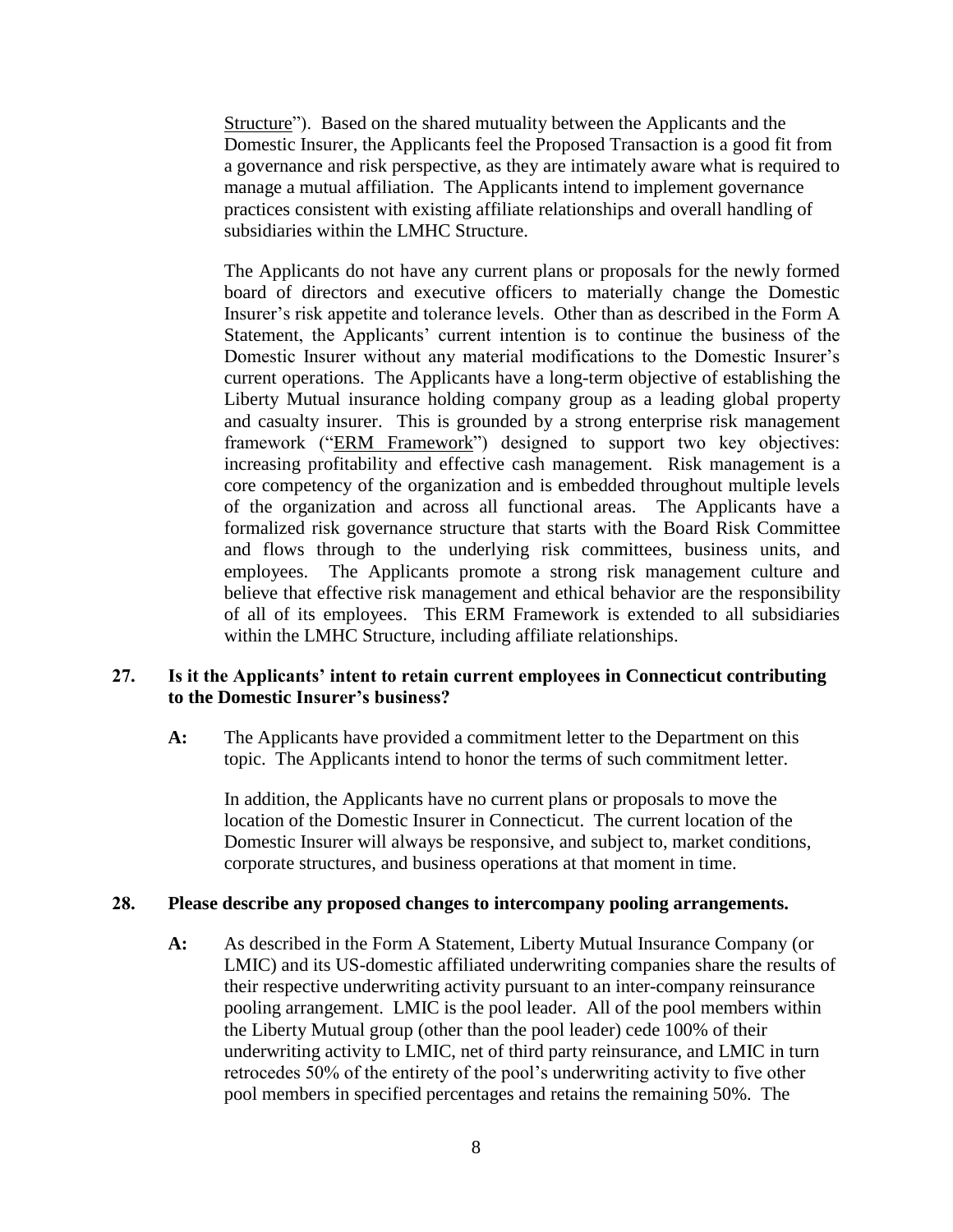Structure"). Based on the shared mutuality between the Applicants and the Domestic Insurer, the Applicants feel the Proposed Transaction is a good fit from a governance and risk perspective, as they are intimately aware what is required to manage a mutual affiliation. The Applicants intend to implement governance practices consistent with existing affiliate relationships and overall handling of subsidiaries within the LMHC Structure.

The Applicants do not have any current plans or proposals for the newly formed board of directors and executive officers to materially change the Domestic Insurer's risk appetite and tolerance levels. Other than as described in the Form A Statement, the Applicants' current intention is to continue the business of the Domestic Insurer without any material modifications to the Domestic Insurer's current operations. The Applicants have a long-term objective of establishing the Liberty Mutual insurance holding company group as a leading global property and casualty insurer. This is grounded by a strong enterprise risk management framework ("ERM Framework") designed to support two key objectives: increasing profitability and effective cash management. Risk management is a core competency of the organization and is embedded throughout multiple levels of the organization and across all functional areas. The Applicants have a formalized risk governance structure that starts with the Board Risk Committee and flows through to the underlying risk committees, business units, and employees. The Applicants promote a strong risk management culture and believe that effective risk management and ethical behavior are the responsibility of all of its employees. This ERM Framework is extended to all subsidiaries within the LMHC Structure, including affiliate relationships.

**27. Is it the Applicants' intent to retain current employees in Connecticut contributing to the Domestic Insurer's business?**

**A:** The Applicants have provided a commitment letter to the Department on this topic. The Applicants intend to honor the terms of such commitment letter.

In addition, the Applicants have no current plans or proposals to move the location of the Domestic Insurer in Connecticut. The current location of the Domestic Insurer will always be responsive, and subject to, market conditions, corporate structures, and business operations at that moment in time.

**28. Please describe any proposed changes to intercompany pooling arrangements.**

**A:** As described in the Form A Statement, Liberty Mutual Insurance Company (or LMIC) and its US-domestic affiliated underwriting companies share the results of their respective underwriting activity pursuant to an inter-company reinsurance pooling arrangement. LMIC is the pool leader. All of the pool members within the Liberty Mutual group (other than the pool leader) cede 100% of their underwriting activity to LMIC, net of third party reinsurance, and LMIC in turn retrocedes 50% of the entirety of the pool's underwriting activity to five other pool members in specified percentages and retains the remaining 50%. The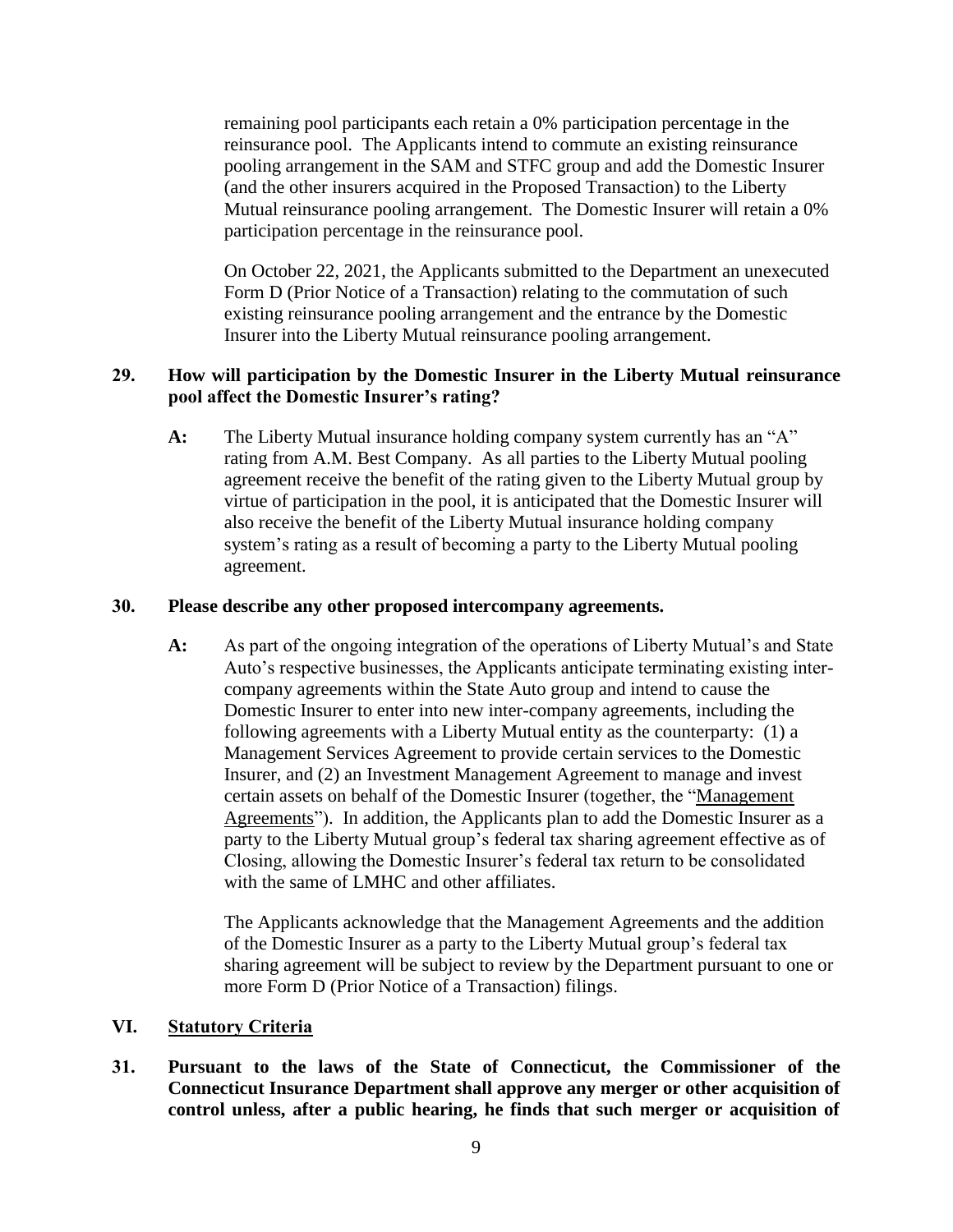remaining pool participants each retain a 0% participation percentage in the reinsurance pool. The Applicants intend to commute an existing reinsurance pooling arrangement in the SAM and STFC group and add the Domestic Insurer (and the other insurers acquired in the Proposed Transaction) to the Liberty Mutual reinsurance pooling arrangement. The Domestic Insurer will retain a 0% participation percentage in the reinsurance pool.

On October 22, 2021, the Applicants submitted to the Department an unexecuted Form D (Prior Notice of a Transaction) relating to the commutation of such existing reinsurance pooling arrangement and the entrance by the Domestic Insurer into the Liberty Mutual reinsurance pooling arrangement.

**29. How will participation by the Domestic Insurer in the Liberty Mutual reinsurance pool affect the Domestic Insurer's rating?**

**A:** The Liberty Mutual insurance holding company system currently has an "A" rating from A.M. Best Company. As all parties to the Liberty Mutual pooling agreement receive the benefit of the rating given to the Liberty Mutual group by virtue of participation in the pool, it is anticipated that the Domestic Insurer will also receive the benefit of the Liberty Mutual insurance holding company system's rating as a result of becoming a party to the Liberty Mutual pooling agreement.

**30. Please describe any other proposed intercompany agreements.**

**A:** As part of the ongoing integration of the operations of Liberty Mutual's and State Auto's respective businesses, the Applicants anticipate terminating existing inter-company agreements within the State Auto group and intend to cause the Domestic Insurer to enter into new inter-company agreements, including the following agreements with a Liberty Mutual entity as the counterparty: (1) a Management Services Agreement to provide certain services to the Domestic Insurer, and (2) an Investment Management Agreement to manage and invest certain assets on behalf of the Domestic Insurer (together, the "Management Agreements"). In addition, the Applicants plan to add the Domestic Insurer as a party to the Liberty Mutual group's federal tax sharing agreement effective as of Closing, allowing the Domestic Insurer's federal tax return to be consolidated with the same of LMHC and other affiliates.

The Applicants acknowledge that the Management Agreements and the addition of the Domestic Insurer as a party to the Liberty Mutual group's federal tax sharing agreement will be subject to review by the Department pursuant to one or more Form D (Prior Notice of a Transaction) filings.

## VI. Statutory Criteria

**31. Pursuant to the laws of the State of Connecticut, the Commissioner of the Connecticut Insurance Department shall approve any merger or other acquisition of control unless, after a public hearing, he finds that such merger or acquisition of**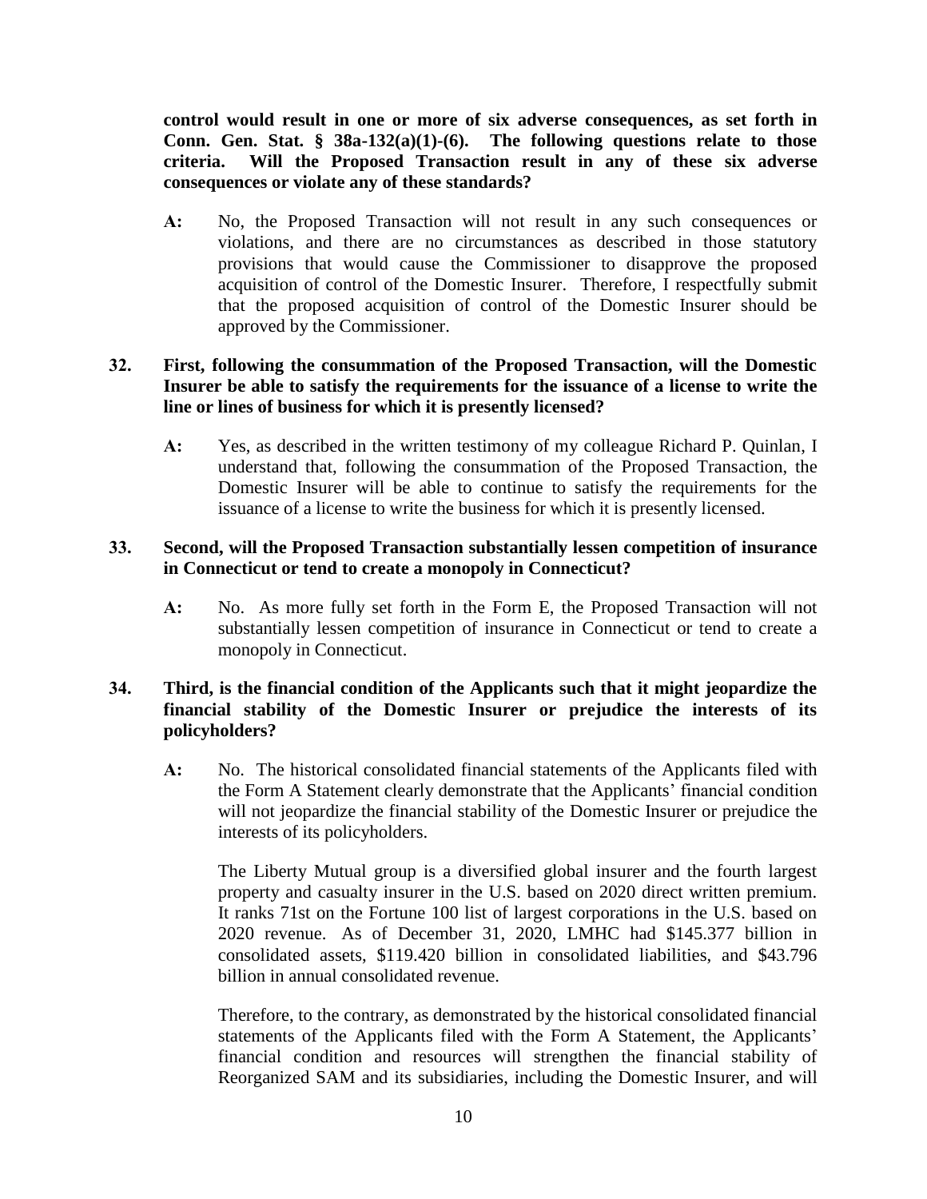**control would result in one or more of six adverse consequences, as set forth in Conn. Gen. Stat. § 38a-132(a)(1)-(6). The following questions relate to those criteria. Will the Proposed Transaction result in any of these six adverse consequences or violate any of these standards?**

> **A:** No, the Proposed Transaction will not result in any such consequences or violations, and there are no circumstances as described in those statutory provisions that would cause the Commissioner to disapprove the proposed acquisition of control of the Domestic Insurer. Therefore, I respectfully submit that the proposed acquisition of control of the Domestic Insurer should be approved by the Commissioner.

**32. First, following the consummation of the Proposed Transaction, will the Domestic Insurer be able to satisfy the requirements for the issuance of a license to write the line or lines of business for which it is presently licensed?**

> **A:** Yes, as described in the written testimony of my colleague Richard P. Quinlan, I understand that, following the consummation of the Proposed Transaction, the Domestic Insurer will be able to continue to satisfy the requirements for the issuance of a license to write the business for which it is presently licensed.

**33. Second, will the Proposed Transaction substantially lessen competition of insurance in Connecticut or tend to create a monopoly in Connecticut?**

> **A:** No. As more fully set forth in the Form E, the Proposed Transaction will not substantially lessen competition of insurance in Connecticut or tend to create a monopoly in Connecticut.

**34. Third, is the financial condition of the Applicants such that it might jeopardize the financial stability of the Domestic Insurer or prejudice the interests of its policyholders?**

> **A:** No. The historical consolidated financial statements of the Applicants filed with the Form A Statement clearly demonstrate that the Applicants' financial condition will not jeopardize the financial stability of the Domestic Insurer or prejudice the interests of its policyholders.
>
> The Liberty Mutual group is a diversified global insurer and the fourth largest property and casualty insurer in the U.S. based on 2020 direct written premium. It ranks 71st on the Fortune 100 list of largest corporations in the U.S. based on 2020 revenue. As of December 31, 2020, LMHC had $145.377 billion in consolidated assets, $119.420 billion in consolidated liabilities, and $43.796 billion in annual consolidated revenue.
>
> Therefore, to the contrary, as demonstrated by the historical consolidated financial statements of the Applicants filed with the Form A Statement, the Applicants' financial condition and resources will strengthen the financial stability of Reorganized SAM and its subsidiaries, including the Domestic Insurer, and will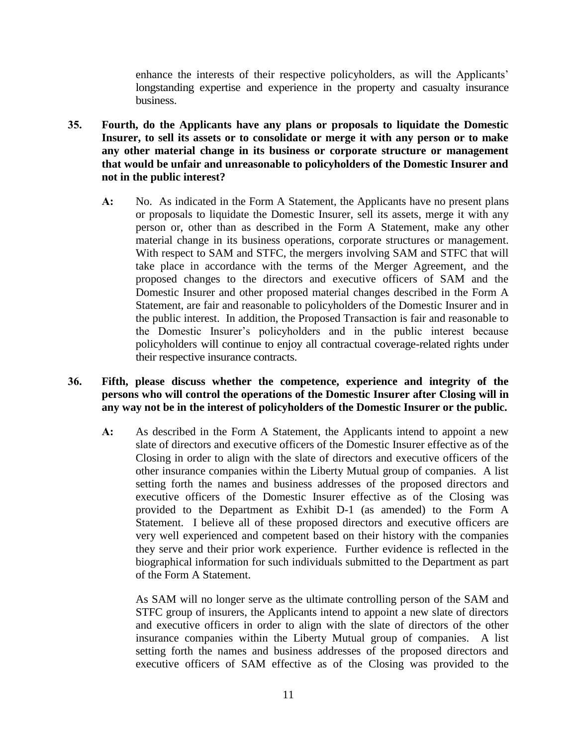enhance the interests of their respective policyholders, as will the Applicants' longstanding expertise and experience in the property and casualty insurance business.

**35. Fourth, do the Applicants have any plans or proposals to liquidate the Domestic Insurer, to sell its assets or to consolidate or merge it with any person or to make any other material change in its business or corporate structure or management that would be unfair and unreasonable to policyholders of the Domestic Insurer and not in the public interest?**

**A:** No. As indicated in the Form A Statement, the Applicants have no present plans or proposals to liquidate the Domestic Insurer, sell its assets, merge it with any person or, other than as described in the Form A Statement, make any other material change in its business operations, corporate structures or management. With respect to SAM and STFC, the mergers involving SAM and STFC that will take place in accordance with the terms of the Merger Agreement, and the proposed changes to the directors and executive officers of SAM and the Domestic Insurer and other proposed material changes described in the Form A Statement, are fair and reasonable to policyholders of the Domestic Insurer and in the public interest. In addition, the Proposed Transaction is fair and reasonable to the Domestic Insurer's policyholders and in the public interest because policyholders will continue to enjoy all contractual coverage-related rights under their respective insurance contracts.

**36. Fifth, please discuss whether the competence, experience and integrity of the persons who will control the operations of the Domestic Insurer after Closing will in any way not be in the interest of policyholders of the Domestic Insurer or the public.**

**A:** As described in the Form A Statement, the Applicants intend to appoint a new slate of directors and executive officers of the Domestic Insurer effective as of the Closing in order to align with the slate of directors and executive officers of the other insurance companies within the Liberty Mutual group of companies. A list setting forth the names and business addresses of the proposed directors and executive officers of the Domestic Insurer effective as of the Closing was provided to the Department as Exhibit D-1 (as amended) to the Form A Statement. I believe all of these proposed directors and executive officers are very well experienced and competent based on their history with the companies they serve and their prior work experience. Further evidence is reflected in the biographical information for such individuals submitted to the Department as part of the Form A Statement.

As SAM will no longer serve as the ultimate controlling person of the SAM and STFC group of insurers, the Applicants intend to appoint a new slate of directors and executive officers in order to align with the slate of directors of the other insurance companies within the Liberty Mutual group of companies. A list setting forth the names and business addresses of the proposed directors and executive officers of SAM effective as of the Closing was provided to the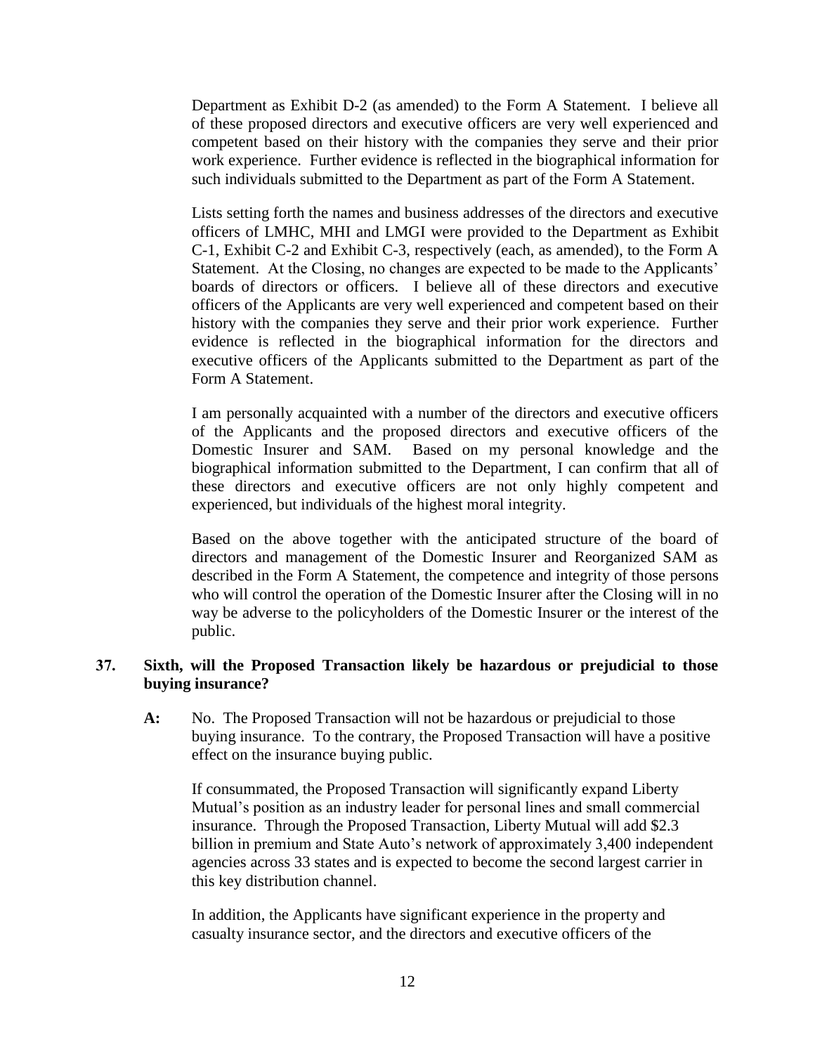Department as Exhibit D-2 (as amended) to the Form A Statement. I believe all of these proposed directors and executive officers are very well experienced and competent based on their history with the companies they serve and their prior work experience. Further evidence is reflected in the biographical information for such individuals submitted to the Department as part of the Form A Statement.

Lists setting forth the names and business addresses of the directors and executive officers of LMHC, MHI and LMGI were provided to the Department as Exhibit C-1, Exhibit C-2 and Exhibit C-3, respectively (each, as amended), to the Form A Statement. At the Closing, no changes are expected to be made to the Applicants' boards of directors or officers. I believe all of these directors and executive officers of the Applicants are very well experienced and competent based on their history with the companies they serve and their prior work experience. Further evidence is reflected in the biographical information for the directors and executive officers of the Applicants submitted to the Department as part of the Form A Statement.

I am personally acquainted with a number of the directors and executive officers of the Applicants and the proposed directors and executive officers of the Domestic Insurer and SAM. Based on my personal knowledge and the biographical information submitted to the Department, I can confirm that all of these directors and executive officers are not only highly competent and experienced, but individuals of the highest moral integrity.

Based on the above together with the anticipated structure of the board of directors and management of the Domestic Insurer and Reorganized SAM as described in the Form A Statement, the competence and integrity of those persons who will control the operation of the Domestic Insurer after the Closing will in no way be adverse to the policyholders of the Domestic Insurer or the interest of the public.

**37. Sixth, will the Proposed Transaction likely be hazardous or prejudicial to those buying insurance?**

**A:** No. The Proposed Transaction will not be hazardous or prejudicial to those buying insurance. To the contrary, the Proposed Transaction will have a positive effect on the insurance buying public.

If consummated, the Proposed Transaction will significantly expand Liberty Mutual's position as an industry leader for personal lines and small commercial insurance. Through the Proposed Transaction, Liberty Mutual will add $2.3 billion in premium and State Auto's network of approximately 3,400 independent agencies across 33 states and is expected to become the second largest carrier in this key distribution channel.

In addition, the Applicants have significant experience in the property and casualty insurance sector, and the directors and executive officers of the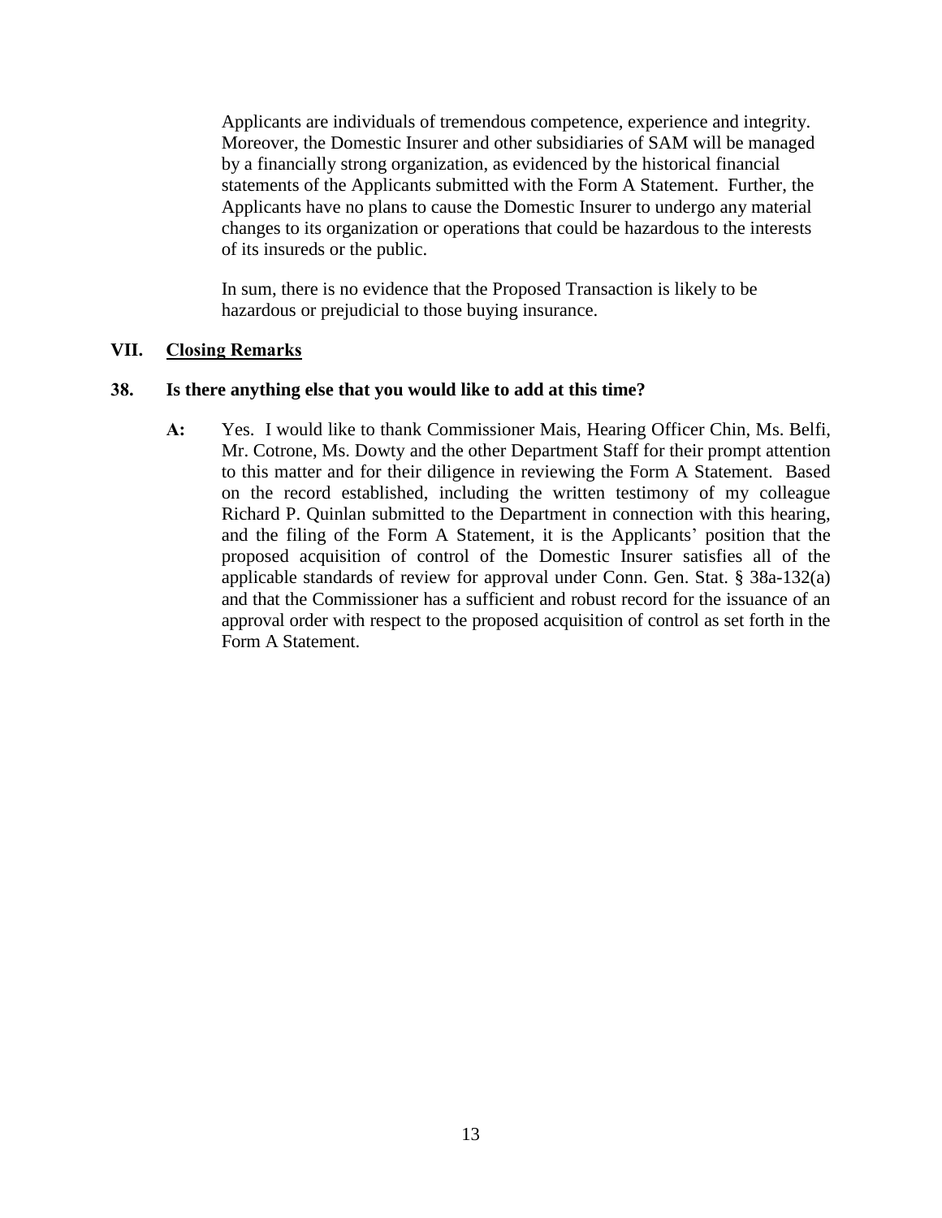Applicants are individuals of tremendous competence, experience and integrity. Moreover, the Domestic Insurer and other subsidiaries of SAM will be managed by a financially strong organization, as evidenced by the historical financial statements of the Applicants submitted with the Form A Statement. Further, the Applicants have no plans to cause the Domestic Insurer to undergo any material changes to its organization or operations that could be hazardous to the interests of its insureds or the public.

In sum, there is no evidence that the Proposed Transaction is likely to be hazardous or prejudicial to those buying insurance.

## VII. Closing Remarks

**38. Is there anything else that you would like to add at this time?**

**A:** Yes. I would like to thank Commissioner Mais, Hearing Officer Chin, Ms. Belfi, Mr. Cotrone, Ms. Dowty and the other Department Staff for their prompt attention to this matter and for their diligence in reviewing the Form A Statement. Based on the record established, including the written testimony of my colleague Richard P. Quinlan submitted to the Department in connection with this hearing, and the filing of the Form A Statement, it is the Applicants' position that the proposed acquisition of control of the Domestic Insurer satisfies all of the applicable standards of review for approval under Conn. Gen. Stat. § 38a-132(a) and that the Commissioner has a sufficient and robust record for the issuance of an approval order with respect to the proposed acquisition of control as set forth in the Form A Statement.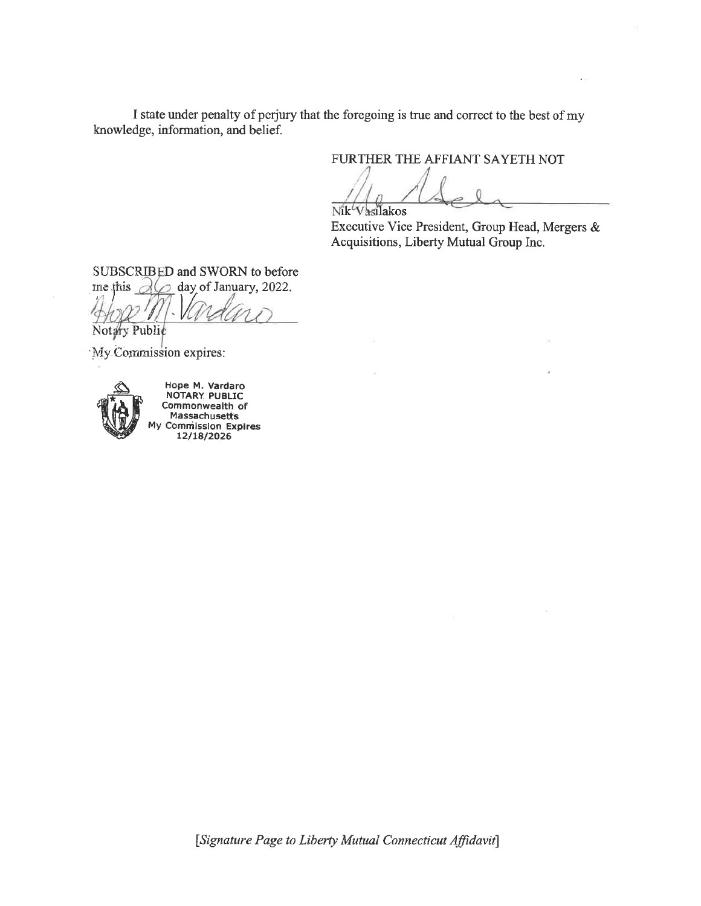I state under penalty of perjury that the foregoing is true and correct to the best of my knowledge, information, and belief.

FURTHER THE AFFIANT SAYETH NOT

Nik Vasilakos
Executive Vice President, Group Head, Mergers & Acquisitions, Liberty Mutual Group Inc.

SUBSCRIBED and SWORN to before me this 26 day of January, 2022.

Notary Public

My Commission expires:

Hope M. Vardaro
NOTARY PUBLIC
Commonwealth of Massachusetts
My Commission Expires 12/18/2026

*[Signature Page to Liberty Mutual Connecticut Affidavit]*